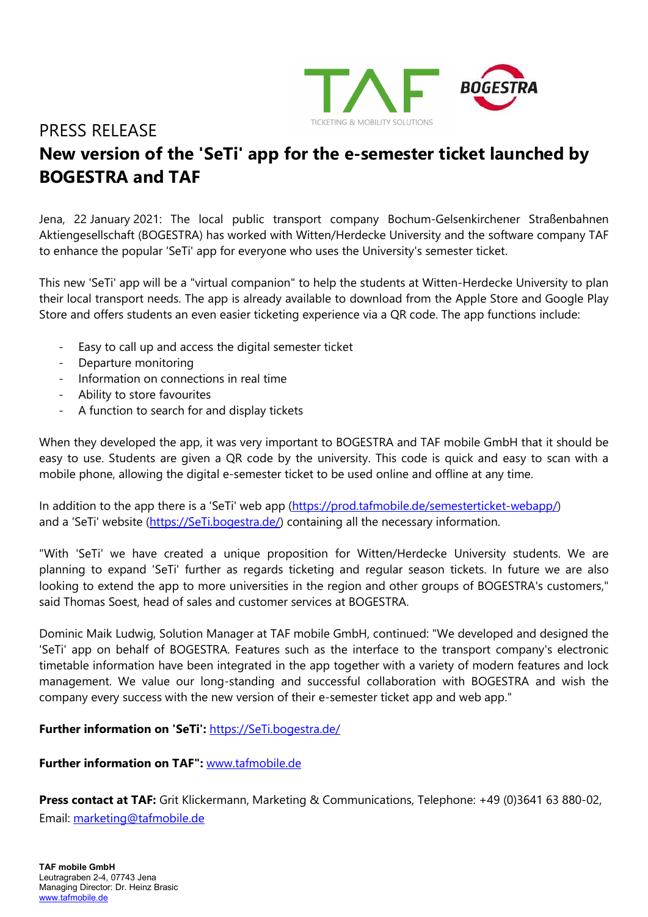PRESS RELEASE

# New version of the 'SeTi' app for the e-semester ticket launched by BOGESTRA and TAF

Jena, 22 January 2021: The local public transport company Bochum-Gelsenkirchener Straßenbahnen Aktiengesellschaft (BOGESTRA) has worked with Witten/Herdecke University and the software company TAF to enhance the popular 'SeTi' app for everyone who uses the University's semester ticket.

This new 'SeTi' app will be a "virtual companion" to help the students at Witten-Herdecke University to plan their local transport needs. The app is already available to download from the Apple Store and Google Play Store and offers students an even easier ticketing experience via a QR code. The app functions include:

- Easy to call up and access the digital semester ticket
- Departure monitoring
- Information on connections in real time
- Ability to store favourites
- A function to search for and display tickets

When they developed the app, it was very important to BOGESTRA and TAF mobile GmbH that it should be easy to use. Students are given a QR code by the university. This code is quick and easy to scan with a mobile phone, allowing the digital e-semester ticket to be used online and offline at any time.

In addition to the app there is a 'SeTi' web app (https://prod.tafmobile.de/semesterticket-webapp/) and a 'SeTi' website (https://SeTi.bogestra.de/) containing all the necessary information.

"With 'SeTi' we have created a unique proposition for Witten/Herdecke University students. We are planning to expand 'SeTi' further as regards ticketing and regular season tickets. In future we are also looking to extend the app to more universities in the region and other groups of BOGESTRA's customers," said Thomas Soest, head of sales and customer services at BOGESTRA.

Dominic Maik Ludwig, Solution Manager at TAF mobile GmbH, continued: "We developed and designed the 'SeTi' app on behalf of BOGESTRA. Features such as the interface to the transport company's electronic timetable information have been integrated in the app together with a variety of modern features and lock management. We value our long-standing and successful collaboration with BOGESTRA and wish the company every success with the new version of their e-semester ticket app and web app."

**Further information on 'SeTi':** https://SeTi.bogestra.de/

**Further information on TAF":** www.tafmobile.de

**Press contact at TAF:** Grit Klickermann, Marketing & Communications, Telephone: +49 (0)3641 63 880-02, Email: marketing@tafmobile.de

**TAF mobile GmbH**
Leutragraben 2-4, 07743 Jena
Managing Director: Dr. Heinz Brasic
www.tafmobile.de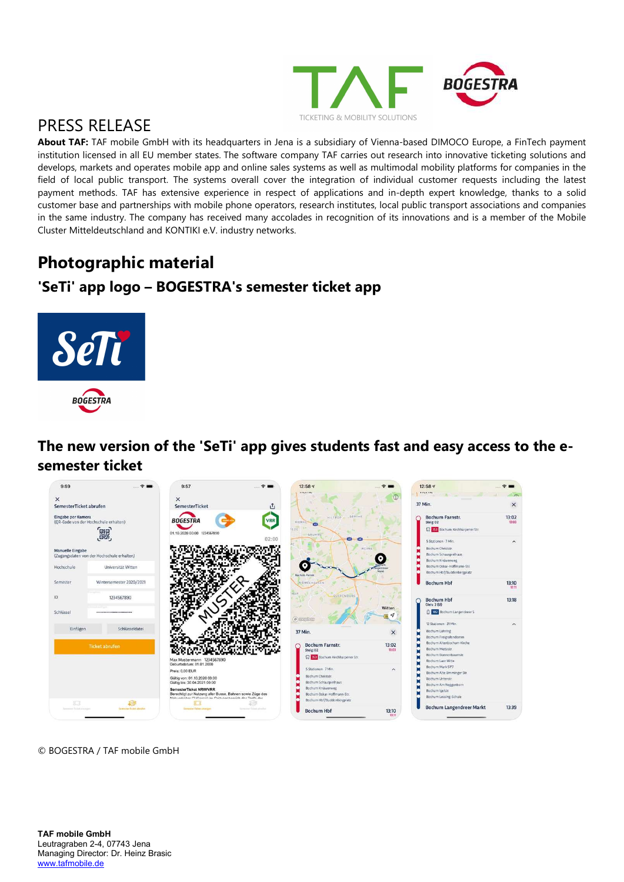# PRESS RELEASE

**About TAF:** TAF mobile GmbH with its headquarters in Jena is a subsidiary of Vienna-based DIMOCO Europe, a FinTech payment institution licensed in all EU member states. The software company TAF carries out research into innovative ticketing solutions and develops, markets and operates mobile app and online sales systems as well as multimodal mobility platforms for companies in the field of local public transport. The systems overall cover the integration of individual customer requests including the latest payment methods. TAF has extensive experience in respect of applications and in-depth expert knowledge, thanks to a solid customer base and partnerships with mobile phone operators, research institutes, local public transport associations and companies in the same industry. The company has received many accolades in recognition of its innovations and is a member of the Mobile Cluster Mitteldeutschland and KONTIKI e.V. industry networks.

## Photographic material

### 'SeTi' app logo – BOGESTRA's semester ticket app

### The new version of the 'SeTi' app gives students fast and easy access to the e-semester ticket

© BOGESTRA / TAF mobile GmbH

**TAF mobile GmbH**
Leutragraben 2-4, 07743 Jena
Managing Director: Dr. Heinz Brasic
www.tafmobile.de